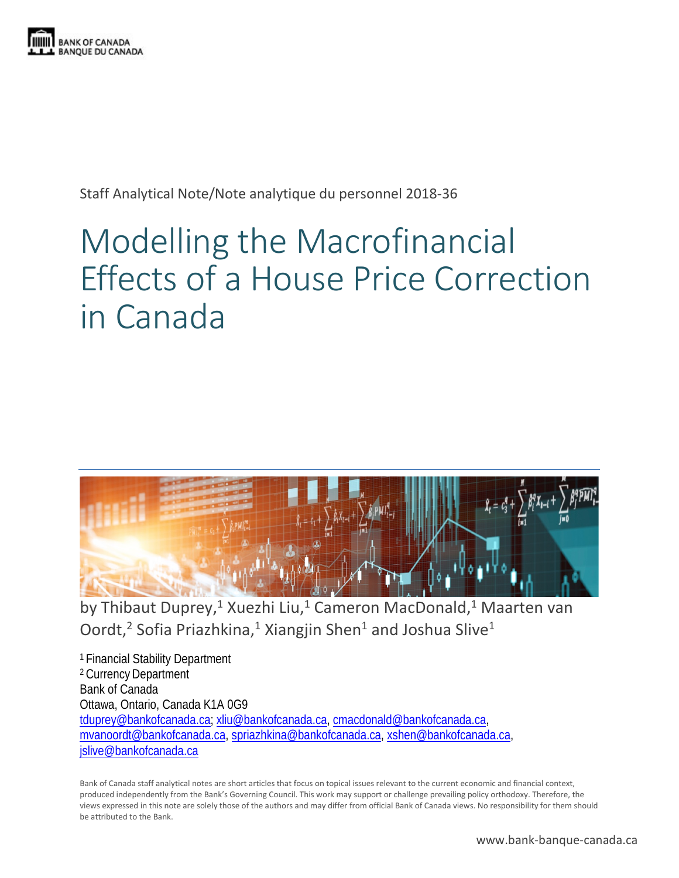Staff Analytical Note/Note analytique du personnel 2018-36

# Modelling the Macrofinancial Effects of a House Price Correction in Canada

by Thibaut Duprey,[1] Xuezhi Liu,[1] Cameron MacDonald,[1] Maarten van Oordt,[2] Sofia Priazhkina,[1] Xiangjin Shen[1] and Joshua Slive[1]

[1] Financial Stability Department
[2] Currency Department
Bank of Canada
Ottawa, Ontario, Canada K1A 0G9
tduprey@bankofcanada.ca; xliu@bankofcanada.ca, cmacdonald@bankofcanada.ca, mvanoordt@bankofcanada.ca, spriazhkina@bankofcanada.ca, xshen@bankofcanada.ca, jslive@bankofcanada.ca

Bank of Canada staff analytical notes are short articles that focus on topical issues relevant to the current economic and financial context, produced independently from the Bank's Governing Council. This work may support or challenge prevailing policy orthodoxy. Therefore, the views expressed in this note are solely those of the authors and may differ from official Bank of Canada views. No responsibility for them should be attributed to the Bank.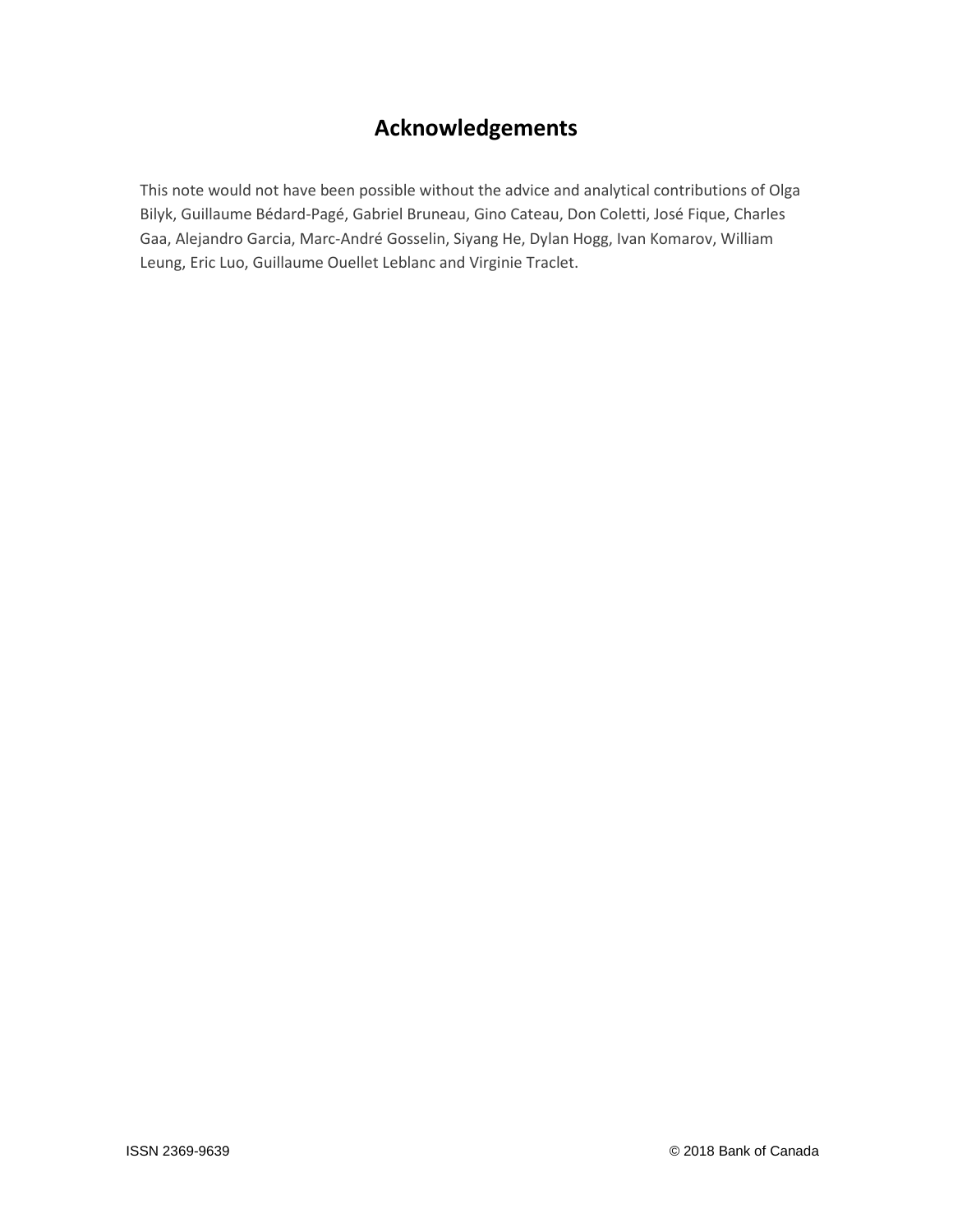## Acknowledgements

This note would not have been possible without the advice and analytical contributions of Olga Bilyk, Guillaume Bédard-Pagé, Gabriel Bruneau, Gino Cateau, Don Coletti, José Fique, Charles Gaa, Alejandro Garcia, Marc-André Gosselin, Siyang He, Dylan Hogg, Ivan Komarov, William Leung, Eric Luo, Guillaume Ouellet Leblanc and Virginie Traclet.

ISSN 2369-9639 © 2018 Bank of Canada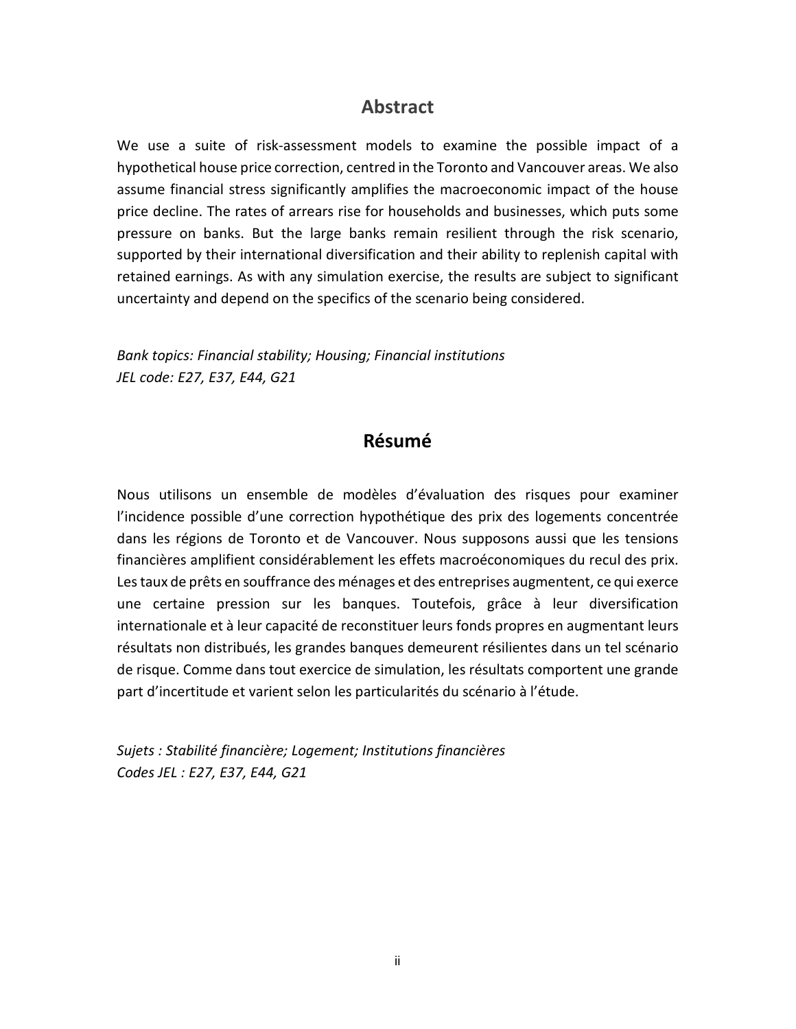## Abstract

We use a suite of risk-assessment models to examine the possible impact of a hypothetical house price correction, centred in the Toronto and Vancouver areas. We also assume financial stress significantly amplifies the macroeconomic impact of the house price decline. The rates of arrears rise for households and businesses, which puts some pressure on banks. But the large banks remain resilient through the risk scenario, supported by their international diversification and their ability to replenish capital with retained earnings. As with any simulation exercise, the results are subject to significant uncertainty and depend on the specifics of the scenario being considered.

*Bank topics: Financial stability; Housing; Financial institutions*
*JEL code: E27, E37, E44, G21*

## Résumé

Nous utilisons un ensemble de modèles d'évaluation des risques pour examiner l'incidence possible d'une correction hypothétique des prix des logements concentrée dans les régions de Toronto et de Vancouver. Nous supposons aussi que les tensions financières amplifient considérablement les effets macroéconomiques du recul des prix. Les taux de prêts en souffrance des ménages et des entreprises augmentent, ce qui exerce une certaine pression sur les banques. Toutefois, grâce à leur diversification internationale et à leur capacité de reconstituer leurs fonds propres en augmentant leurs résultats non distribués, les grandes banques demeurent résilientes dans un tel scénario de risque. Comme dans tout exercice de simulation, les résultats comportent une grande part d'incertitude et varient selon les particularités du scénario à l'étude.

*Sujets : Stabilité financière; Logement; Institutions financières*
*Codes JEL : E27, E37, E44, G21*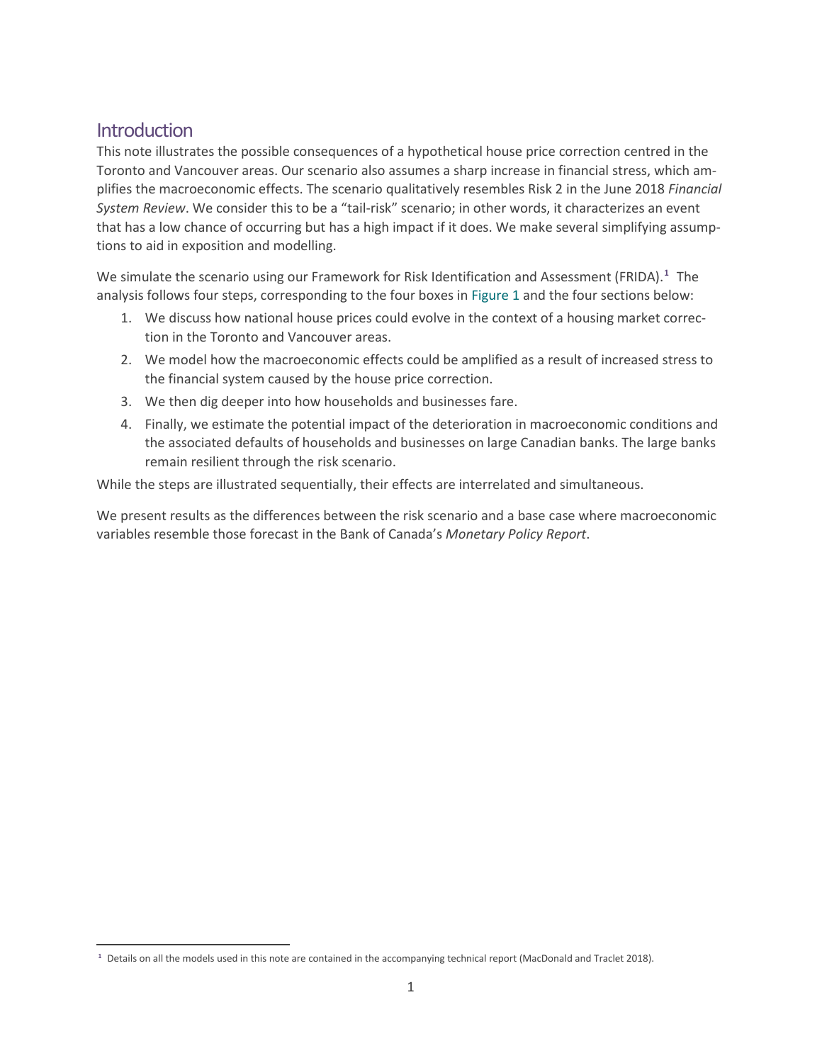## Introduction

This note illustrates the possible consequences of a hypothetical house price correction centred in the Toronto and Vancouver areas. Our scenario also assumes a sharp increase in financial stress, which amplifies the macroeconomic effects. The scenario qualitatively resembles Risk 2 in the June 2018 *Financial System Review*. We consider this to be a "tail-risk" scenario; in other words, it characterizes an event that has a low chance of occurring but has a high impact if it does. We make several simplifying assumptions to aid in exposition and modelling.

We simulate the scenario using our Framework for Risk Identification and Assessment (FRIDA).[1] The analysis follows four steps, corresponding to the four boxes in Figure 1 and the four sections below:

1. We discuss how national house prices could evolve in the context of a housing market correction in the Toronto and Vancouver areas.
2. We model how the macroeconomic effects could be amplified as a result of increased stress to the financial system caused by the house price correction.
3. We then dig deeper into how households and businesses fare.
4. Finally, we estimate the potential impact of the deterioration in macroeconomic conditions and the associated defaults of households and businesses on large Canadian banks. The large banks remain resilient through the risk scenario.

While the steps are illustrated sequentially, their effects are interrelated and simultaneous.

We present results as the differences between the risk scenario and a base case where macroeconomic variables resemble those forecast in the Bank of Canada's *Monetary Policy Report*.

[1] Details on all the models used in this note are contained in the accompanying technical report (MacDonald and Traclet 2018).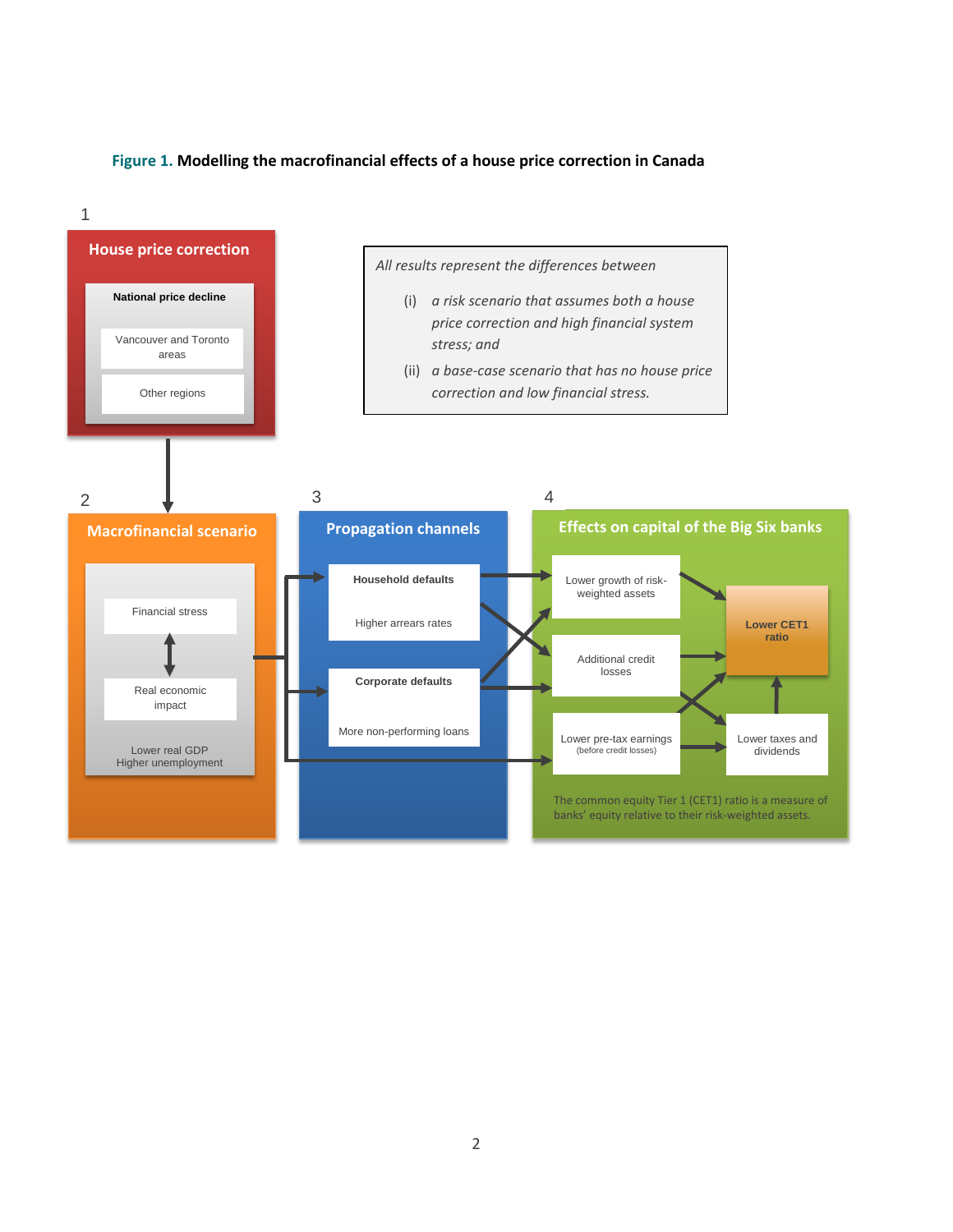**Figure 1. Modelling the macrofinancial effects of a house price correction in Canada**

1

**House price correction**

**National price decline**

Vancouver and Toronto areas

Other regions

*All results represent the differences between*

(i) *a risk scenario that assumes both a house price correction and high financial system stress; and*

(ii) *a base-case scenario that has no house price correction and low financial stress.*

2

**Macrofinancial scenario**

Financial stress

Real economic impact

Lower real GDP
Higher unemployment

3

**Propagation channels**

**Household defaults**

Higher arrears rates

**Corporate defaults**

More non-performing loans

4

**Effects on capital of the Big Six banks**

Lower growth of risk-weighted assets

Additional credit losses

Lower pre-tax earnings (before credit losses)

Lower CET1 ratio

Lower taxes and dividends

The common equity Tier 1 (CET1) ratio is a measure of banks' equity relative to their risk-weighted assets.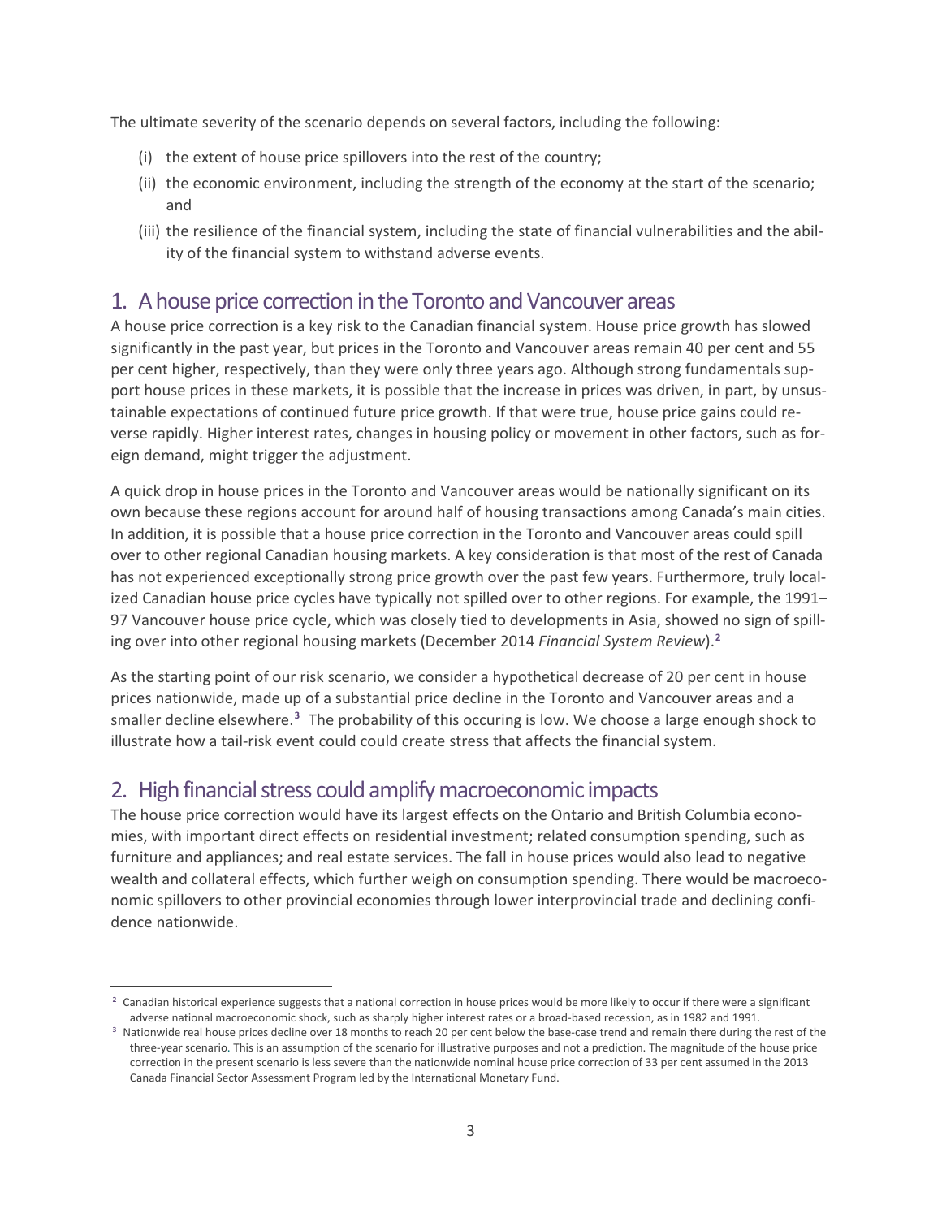The ultimate severity of the scenario depends on several factors, including the following:

(i) the extent of house price spillovers into the rest of the country;
(ii) the economic environment, including the strength of the economy at the start of the scenario; and
(iii) the resilience of the financial system, including the state of financial vulnerabilities and the ability of the financial system to withstand adverse events.

## 1. A house price correction in the Toronto and Vancouver areas

A house price correction is a key risk to the Canadian financial system. House price growth has slowed significantly in the past year, but prices in the Toronto and Vancouver areas remain 40 per cent and 55 per cent higher, respectively, than they were only three years ago. Although strong fundamentals support house prices in these markets, it is possible that the increase in prices was driven, in part, by unsustainable expectations of continued future price growth. If that were true, house price gains could reverse rapidly. Higher interest rates, changes in housing policy or movement in other factors, such as foreign demand, might trigger the adjustment.

A quick drop in house prices in the Toronto and Vancouver areas would be nationally significant on its own because these regions account for around half of housing transactions among Canada's main cities. In addition, it is possible that a house price correction in the Toronto and Vancouver areas could spill over to other regional Canadian housing markets. A key consideration is that most of the rest of Canada has not experienced exceptionally strong price growth over the past few years. Furthermore, truly localized Canadian house price cycles have typically not spilled over to other regions. For example, the 1991–97 Vancouver house price cycle, which was closely tied to developments in Asia, showed no sign of spilling over into other regional housing markets (December 2014 *Financial System Review*).[2]

As the starting point of our risk scenario, we consider a hypothetical decrease of 20 per cent in house prices nationwide, made up of a substantial price decline in the Toronto and Vancouver areas and a smaller decline elsewhere.[3] The probability of this occuring is low. We choose a large enough shock to illustrate how a tail-risk event could could create stress that affects the financial system.

## 2. High financial stress could amplify macroeconomic impacts

The house price correction would have its largest effects on the Ontario and British Columbia economies, with important direct effects on residential investment; related consumption spending, such as furniture and appliances; and real estate services. The fall in house prices would also lead to negative wealth and collateral effects, which further weigh on consumption spending. There would be macroeconomic spillovers to other provincial economies through lower interprovincial trade and declining confidence nationwide.

---

[2] Canadian historical experience suggests that a national correction in house prices would be more likely to occur if there were a significant adverse national macroeconomic shock, such as sharply higher interest rates or a broad-based recession, as in 1982 and 1991.

[3] Nationwide real house prices decline over 18 months to reach 20 per cent below the base-case trend and remain there during the rest of the three-year scenario. This is an assumption of the scenario for illustrative purposes and not a prediction. The magnitude of the house price correction in the present scenario is less severe than the nationwide nominal house price correction of 33 per cent assumed in the 2013 Canada Financial Sector Assessment Program led by the International Monetary Fund.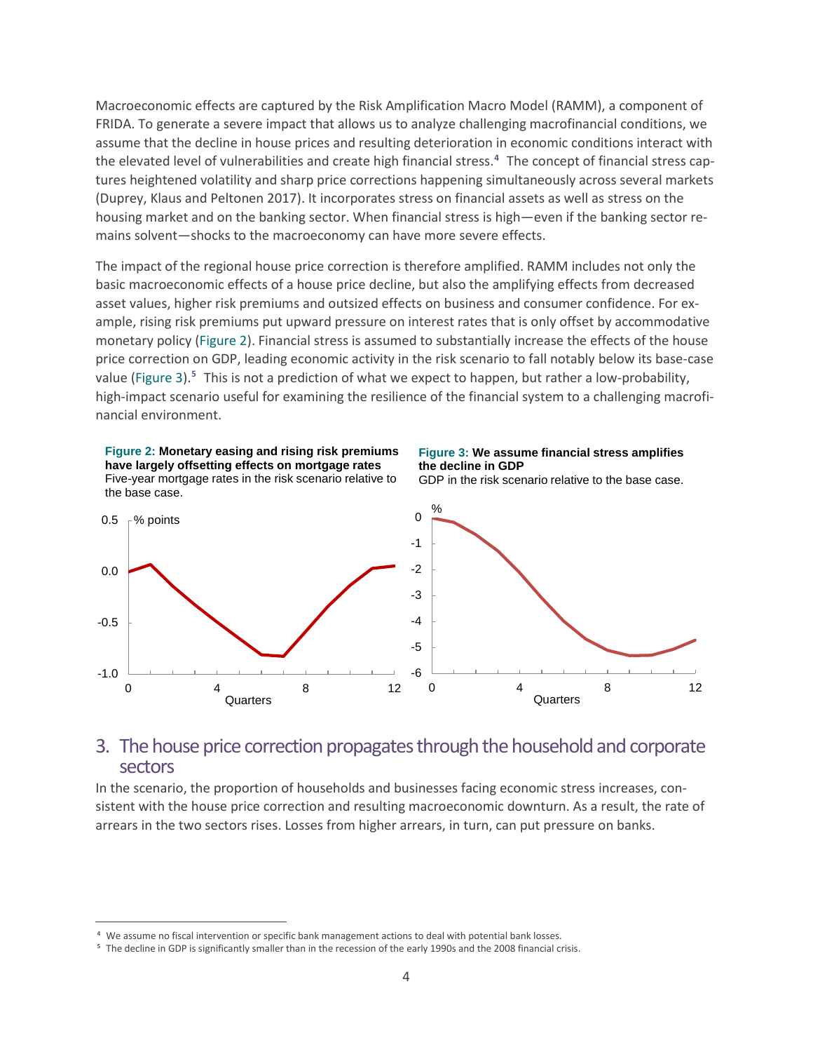Macroeconomic effects are captured by the Risk Amplification Macro Model (RAMM), a component of FRIDA. To generate a severe impact that allows us to analyze challenging macrofinancial conditions, we assume that the decline in house prices and resulting deterioration in economic conditions interact with the elevated level of vulnerabilities and create high financial stress.[4] The concept of financial stress captures heightened volatility and sharp price corrections happening simultaneously across several markets (Duprey, Klaus and Peltonen 2017). It incorporates stress on financial assets as well as stress on the housing market and on the banking sector. When financial stress is high—even if the banking sector remains solvent—shocks to the macroeconomy can have more severe effects.

The impact of the regional house price correction is therefore amplified. RAMM includes not only the basic macroeconomic effects of a house price decline, but also the amplifying effects from decreased asset values, higher risk premiums and outsized effects on business and consumer confidence. For example, rising risk premiums put upward pressure on interest rates that is only offset by accommodative monetary policy (Figure 2). Financial stress is assumed to substantially increase the effects of the house price correction on GDP, leading economic activity in the risk scenario to fall notably below its base-case value (Figure 3).[5] This is not a prediction of what we expect to happen, but rather a low-probability, high-impact scenario useful for examining the resilience of the financial system to a challenging macrofinancial environment.

**Figure 2: Monetary easing and rising risk premiums have largely offsetting effects on mortgage rates**
Five-year mortgage rates in the risk scenario relative to the base case.

**Figure 3: We assume financial stress amplifies the decline in GDP**
GDP in the risk scenario relative to the base case.

## 3. The house price correction propagates through the household and corporate sectors

In the scenario, the proportion of households and businesses facing economic stress increases, consistent with the house price correction and resulting macroeconomic downturn. As a result, the rate of arrears in the two sectors rises. Losses from higher arrears, in turn, can put pressure on banks.

---

[4] We assume no fiscal intervention or specific bank management actions to deal with potential bank losses.

[5] The decline in GDP is significantly smaller than in the recession of the early 1990s and the 2008 financial crisis.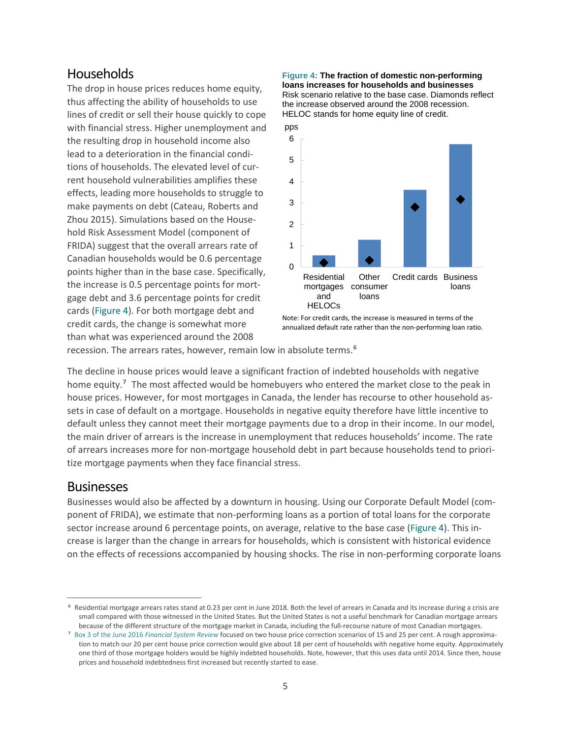## Households

The drop in house prices reduces home equity, thus affecting the ability of households to use lines of credit or sell their house quickly to cope with financial stress. Higher unemployment and the resulting drop in household income also lead to a deterioration in the financial conditions of households. The elevated level of current household vulnerabilities amplifies these effects, leading more households to struggle to make payments on debt (Cateau, Roberts and Zhou 2015). Simulations based on the Household Risk Assessment Model (component of FRIDA) suggest that the overall arrears rate of Canadian households would be 0.6 percentage points higher than in the base case. Specifically, the increase is 0.5 percentage points for mortgage debt and 3.6 percentage points for credit cards (Figure 4). For both mortgage debt and credit cards, the change is somewhat more than what was experienced around the 2008 recession. The arrears rates, however, remain low in absolute terms.[6]

**Figure 4: The fraction of domestic non-performing loans increases for households and businesses**
Risk scenario relative to the base case. Diamonds reflect the increase observed around the 2008 recession. HELOC stands for home equity line of credit.

Note: For credit cards, the increase is measured in terms of the annualized default rate rather than the non-performing loan ratio.

The decline in house prices would leave a significant fraction of indebted households with negative home equity.[7] The most affected would be homebuyers who entered the market close to the peak in house prices. However, for most mortgages in Canada, the lender has recourse to other household assets in case of default on a mortgage. Households in negative equity therefore have little incentive to default unless they cannot meet their mortgage payments due to a drop in their income. In our model, the main driver of arrears is the increase in unemployment that reduces households' income. The rate of arrears increases more for non-mortgage household debt in part because households tend to prioritize mortgage payments when they face financial stress.

## Businesses

Businesses would also be affected by a downturn in housing. Using our Corporate Default Model (component of FRIDA), we estimate that non-performing loans as a portion of total loans for the corporate sector increase around 6 percentage points, on average, relative to the base case (Figure 4). This increase is larger than the change in arrears for households, which is consistent with historical evidence on the effects of recessions accompanied by housing shocks. The rise in non-performing corporate loans

---

[6] Residential mortgage arrears rates stand at 0.23 per cent in June 2018. Both the level of arrears in Canada and its increase during a crisis are small compared with those witnessed in the United States. But the United States is not a useful benchmark for Canadian mortgage arrears because of the different structure of the mortgage market in Canada, including the full-recourse nature of most Canadian mortgages.

[7] Box 3 of the June 2016 *Financial System Review* focused on two house price correction scenarios of 15 and 25 per cent. A rough approximation to match our 20 per cent house price correction would give about 18 per cent of households with negative home equity. Approximately one third of those mortgage holders would be highly indebted households. Note, however, that this uses data until 2014. Since then, house prices and household indebtedness first increased but recently started to ease.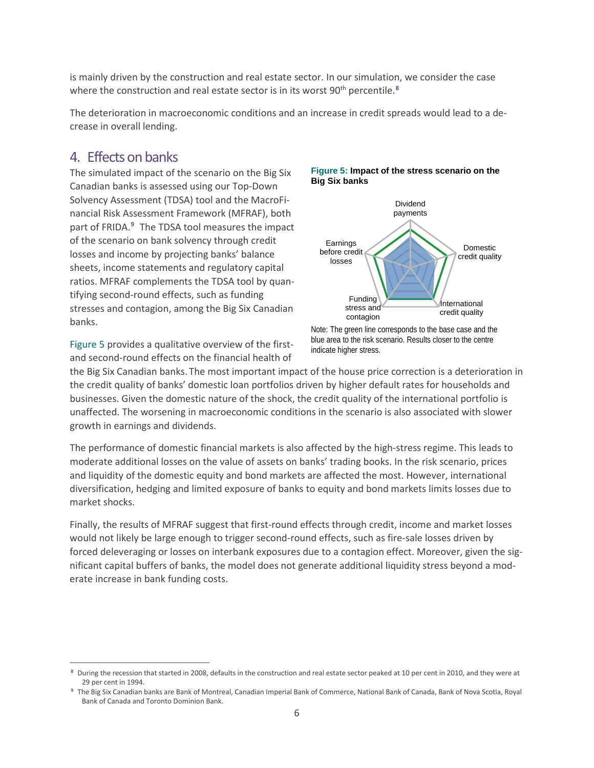is mainly driven by the construction and real estate sector. In our simulation, we consider the case where the construction and real estate sector is in its worst 90th percentile.[8]

The deterioration in macroeconomic conditions and an increase in credit spreads would lead to a decrease in overall lending.

## 4. Effects on banks

The simulated impact of the scenario on the Big Six Canadian banks is assessed using our Top-Down Solvency Assessment (TDSA) tool and the MacroFinancial Risk Assessment Framework (MFRAF), both part of FRIDA.[9] The TDSA tool measures the impact of the scenario on bank solvency through credit losses and income by projecting banks' balance sheets, income statements and regulatory capital ratios. MFRAF complements the TDSA tool by quantifying second-round effects, such as funding stresses and contagion, among the Big Six Canadian banks.

**Figure 5: Impact of the stress scenario on the Big Six banks**

Dividend payments

Domestic credit quality

International credit quality

Funding stress and contagion

Earnings before credit losses

Note: The green line corresponds to the base case and the blue area to the risk scenario. Results closer to the centre indicate higher stress.

Figure 5 provides a qualitative overview of the first- and second-round effects on the financial health of the Big Six Canadian banks. The most important impact of the house price correction is a deterioration in the credit quality of banks' domestic loan portfolios driven by higher default rates for households and businesses. Given the domestic nature of the shock, the credit quality of the international portfolio is unaffected. The worsening in macroeconomic conditions in the scenario is also associated with slower growth in earnings and dividends.

The performance of domestic financial markets is also affected by the high-stress regime. This leads to moderate additional losses on the value of assets on banks' trading books. In the risk scenario, prices and liquidity of the domestic equity and bond markets are affected the most. However, international diversification, hedging and limited exposure of banks to equity and bond markets limits losses due to market shocks.

Finally, the results of MFRAF suggest that first-round effects through credit, income and market losses would not likely be large enough to trigger second-round effects, such as fire-sale losses driven by forced deleveraging or losses on interbank exposures due to a contagion effect. Moreover, given the significant capital buffers of banks, the model does not generate additional liquidity stress beyond a moderate increase in bank funding costs.

---

[8] During the recession that started in 2008, defaults in the construction and real estate sector peaked at 10 per cent in 2010, and they were at 29 per cent in 1994.

[9] The Big Six Canadian banks are Bank of Montreal, Canadian Imperial Bank of Commerce, National Bank of Canada, Bank of Nova Scotia, Royal Bank of Canada and Toronto Dominion Bank.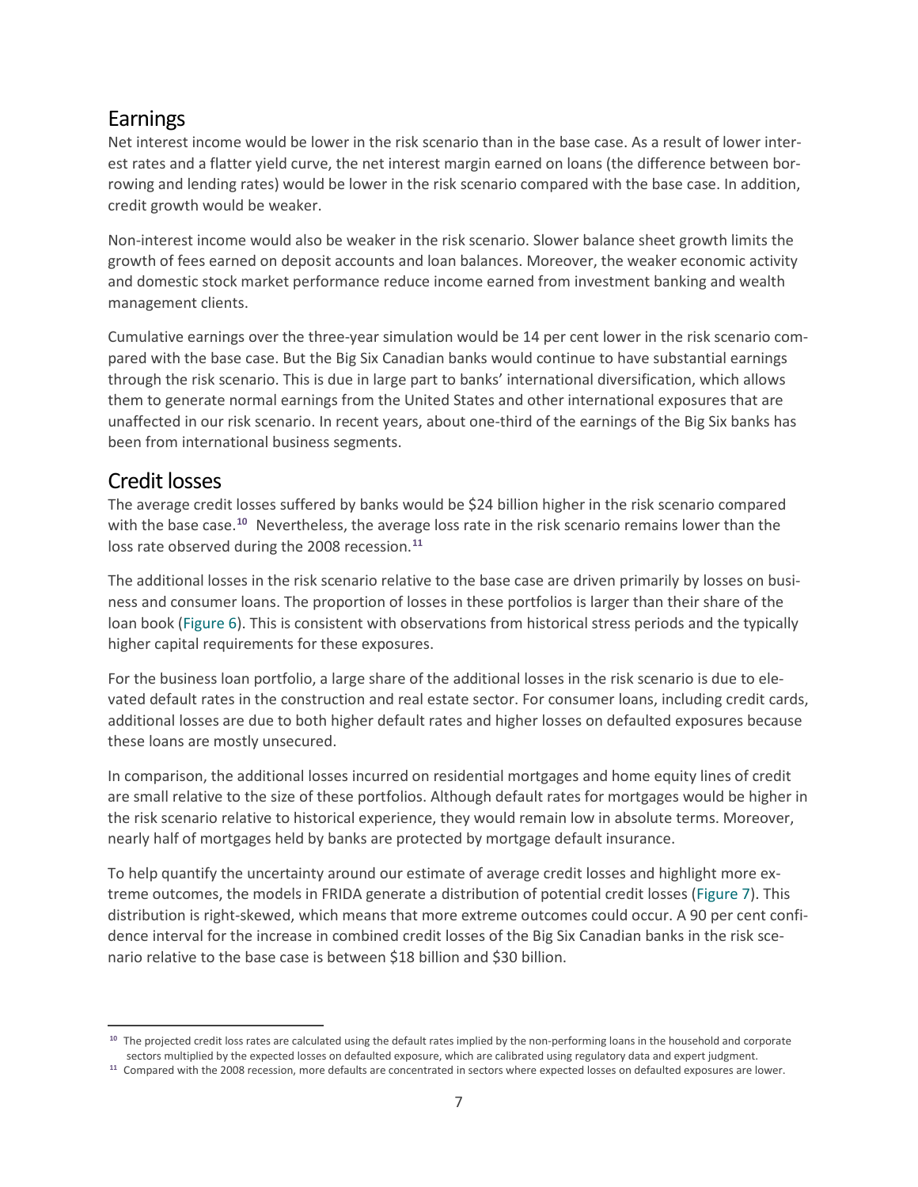## Earnings

Net interest income would be lower in the risk scenario than in the base case. As a result of lower interest rates and a flatter yield curve, the net interest margin earned on loans (the difference between borrowing and lending rates) would be lower in the risk scenario compared with the base case. In addition, credit growth would be weaker.

Non-interest income would also be weaker in the risk scenario. Slower balance sheet growth limits the growth of fees earned on deposit accounts and loan balances. Moreover, the weaker economic activity and domestic stock market performance reduce income earned from investment banking and wealth management clients.

Cumulative earnings over the three-year simulation would be 14 per cent lower in the risk scenario compared with the base case. But the Big Six Canadian banks would continue to have substantial earnings through the risk scenario. This is due in large part to banks' international diversification, which allows them to generate normal earnings from the United States and other international exposures that are unaffected in our risk scenario. In recent years, about one-third of the earnings of the Big Six banks has been from international business segments.

## Credit losses

The average credit losses suffered by banks would be $24 billion higher in the risk scenario compared with the base case.[10] Nevertheless, the average loss rate in the risk scenario remains lower than the loss rate observed during the 2008 recession.[11]

The additional losses in the risk scenario relative to the base case are driven primarily by losses on business and consumer loans. The proportion of losses in these portfolios is larger than their share of the loan book (Figure 6). This is consistent with observations from historical stress periods and the typically higher capital requirements for these exposures.

For the business loan portfolio, a large share of the additional losses in the risk scenario is due to elevated default rates in the construction and real estate sector. For consumer loans, including credit cards, additional losses are due to both higher default rates and higher losses on defaulted exposures because these loans are mostly unsecured.

In comparison, the additional losses incurred on residential mortgages and home equity lines of credit are small relative to the size of these portfolios. Although default rates for mortgages would be higher in the risk scenario relative to historical experience, they would remain low in absolute terms. Moreover, nearly half of mortgages held by banks are protected by mortgage default insurance.

To help quantify the uncertainty around our estimate of average credit losses and highlight more extreme outcomes, the models in FRIDA generate a distribution of potential credit losses (Figure 7). This distribution is right-skewed, which means that more extreme outcomes could occur. A 90 per cent confidence interval for the increase in combined credit losses of the Big Six Canadian banks in the risk scenario relative to the base case is between $18 billion and $30 billion.

---

[10] The projected credit loss rates are calculated using the default rates implied by the non-performing loans in the household and corporate sectors multiplied by the expected losses on defaulted exposure, which are calibrated using regulatory data and expert judgment.

[11] Compared with the 2008 recession, more defaults are concentrated in sectors where expected losses on defaulted exposures are lower.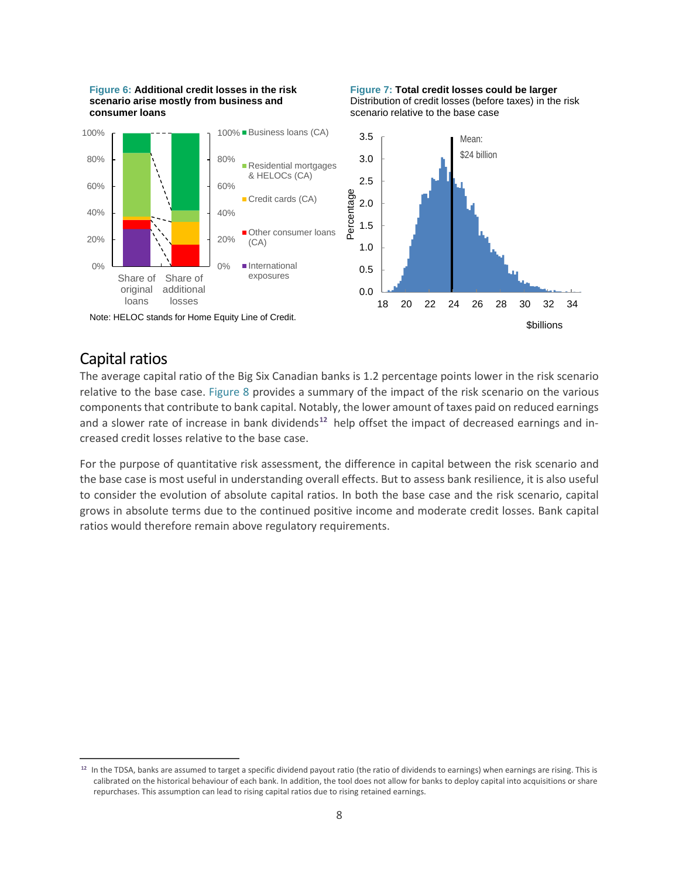**Figure 6: Additional credit losses in the risk scenario arise mostly from business and consumer loans**

Note: HELOC stands for Home Equity Line of Credit.

**Figure 7: Total credit losses could be larger**
Distribution of credit losses (before taxes) in the risk scenario relative to the base case

## Capital ratios

The average capital ratio of the Big Six Canadian banks is 1.2 percentage points lower in the risk scenario relative to the base case. Figure 8 provides a summary of the impact of the risk scenario on the various components that contribute to bank capital. Notably, the lower amount of taxes paid on reduced earnings and a slower rate of increase in bank dividends[12] help offset the impact of decreased earnings and increased credit losses relative to the base case.

For the purpose of quantitative risk assessment, the difference in capital between the risk scenario and the base case is most useful in understanding overall effects. But to assess bank resilience, it is also useful to consider the evolution of absolute capital ratios. In both the base case and the risk scenario, capital grows in absolute terms due to the continued positive income and moderate credit losses. Bank capital ratios would therefore remain above regulatory requirements.

---

[12] In the TDSA, banks are assumed to target a specific dividend payout ratio (the ratio of dividends to earnings) when earnings are rising. This is calibrated on the historical behaviour of each bank. In addition, the tool does not allow for banks to deploy capital into acquisitions or share repurchases. This assumption can lead to rising capital ratios due to rising retained earnings.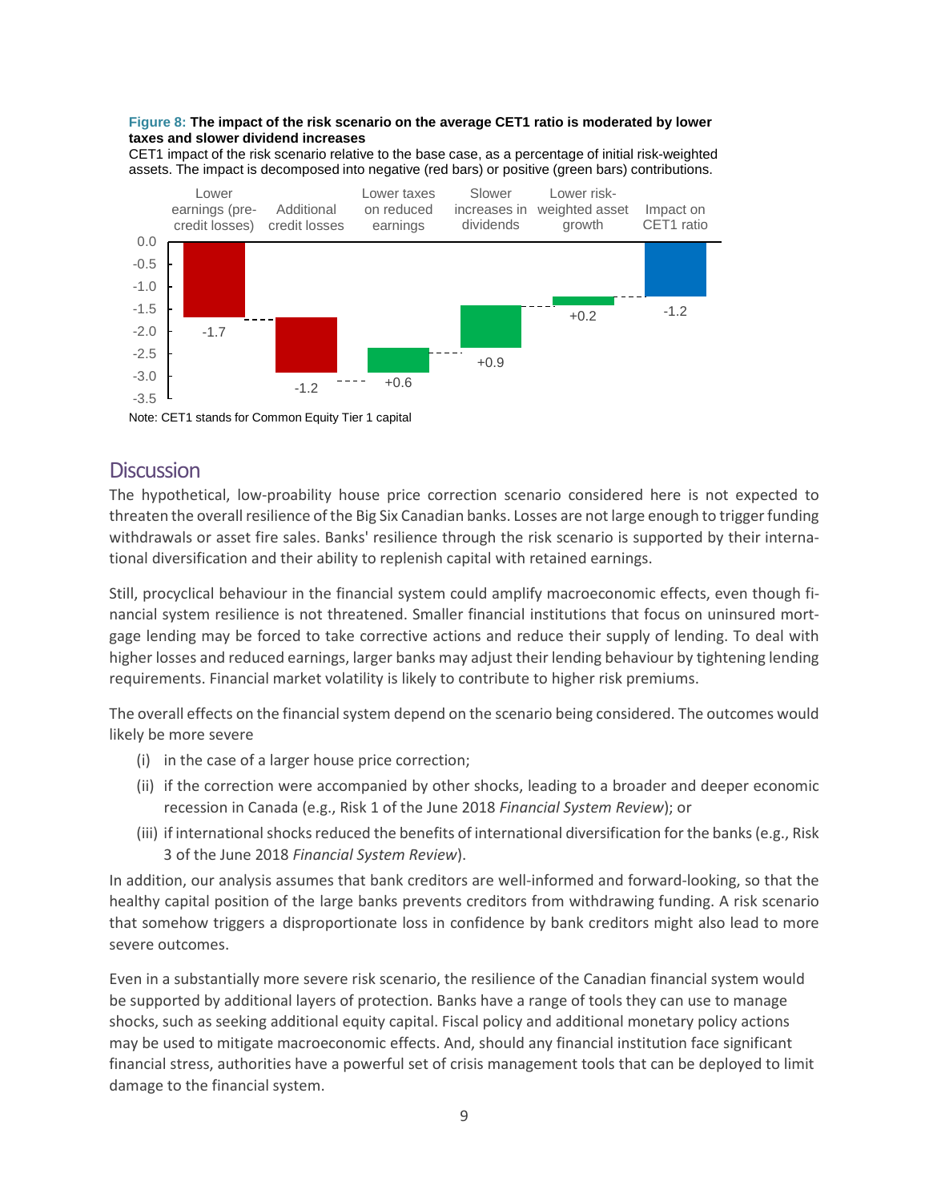**Figure 8: The impact of the risk scenario on the average CET1 ratio is moderated by lower taxes and slower dividend increases**

CET1 impact of the risk scenario relative to the base case, as a percentage of initial risk-weighted assets. The impact is decomposed into negative (red bars) or positive (green bars) contributions.

| Lower earnings (pre-credit losses) | Additional credit losses | Lower taxes on reduced earnings | Slower increases in dividends | Lower risk-weighted asset growth | Impact on CET1 ratio |
|---|---|---|---|---|---|
| -1.7 | -1.2 | +0.6 | +0.9 | +0.2 | -1.2 |

Note: CET1 stands for Common Equity Tier 1 capital

## Discussion

The hypothetical, low-proability house price correction scenario considered here is not expected to threaten the overall resilience of the Big Six Canadian banks. Losses are not large enough to trigger funding withdrawals or asset fire sales. Banks' resilience through the risk scenario is supported by their international diversification and their ability to replenish capital with retained earnings.

Still, procyclical behaviour in the financial system could amplify macroeconomic effects, even though financial system resilience is not threatened. Smaller financial institutions that focus on uninsured mortgage lending may be forced to take corrective actions and reduce their supply of lending. To deal with higher losses and reduced earnings, larger banks may adjust their lending behaviour by tightening lending requirements. Financial market volatility is likely to contribute to higher risk premiums.

The overall effects on the financial system depend on the scenario being considered. The outcomes would likely be more severe

(i) in the case of a larger house price correction;

(ii) if the correction were accompanied by other shocks, leading to a broader and deeper economic recession in Canada (e.g., Risk 1 of the June 2018 *Financial System Review*); or

(iii) if international shocks reduced the benefits of international diversification for the banks (e.g., Risk 3 of the June 2018 *Financial System Review*).

In addition, our analysis assumes that bank creditors are well-informed and forward-looking, so that the healthy capital position of the large banks prevents creditors from withdrawing funding. A risk scenario that somehow triggers a disproportionate loss in confidence by bank creditors might also lead to more severe outcomes.

Even in a substantially more severe risk scenario, the resilience of the Canadian financial system would be supported by additional layers of protection. Banks have a range of tools they can use to manage shocks, such as seeking additional equity capital. Fiscal policy and additional monetary policy actions may be used to mitigate macroeconomic effects. And, should any financial institution face significant financial stress, authorities have a powerful set of crisis management tools that can be deployed to limit damage to the financial system.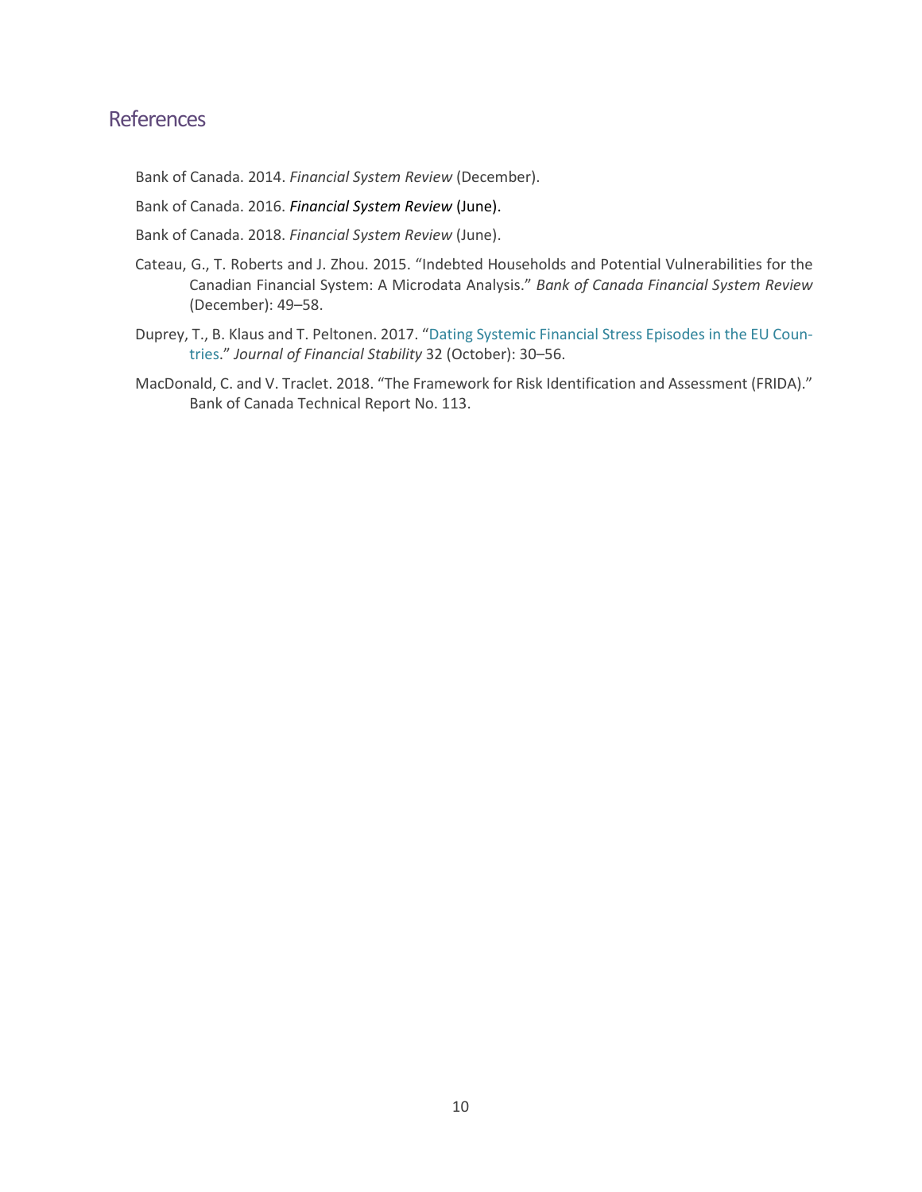## References

Bank of Canada. 2014. *Financial System Review* (December).

Bank of Canada. 2016. *Financial System Review* (June).

Bank of Canada. 2018. *Financial System Review* (June).

Cateau, G., T. Roberts and J. Zhou. 2015. "Indebted Households and Potential Vulnerabilities for the Canadian Financial System: A Microdata Analysis." *Bank of Canada Financial System Review* (December): 49–58.

Duprey, T., B. Klaus and T. Peltonen. 2017. "Dating Systemic Financial Stress Episodes in the EU Countries." *Journal of Financial Stability* 32 (October): 30–56.

MacDonald, C. and V. Traclet. 2018. "The Framework for Risk Identification and Assessment (FRIDA)." Bank of Canada Technical Report No. 113.